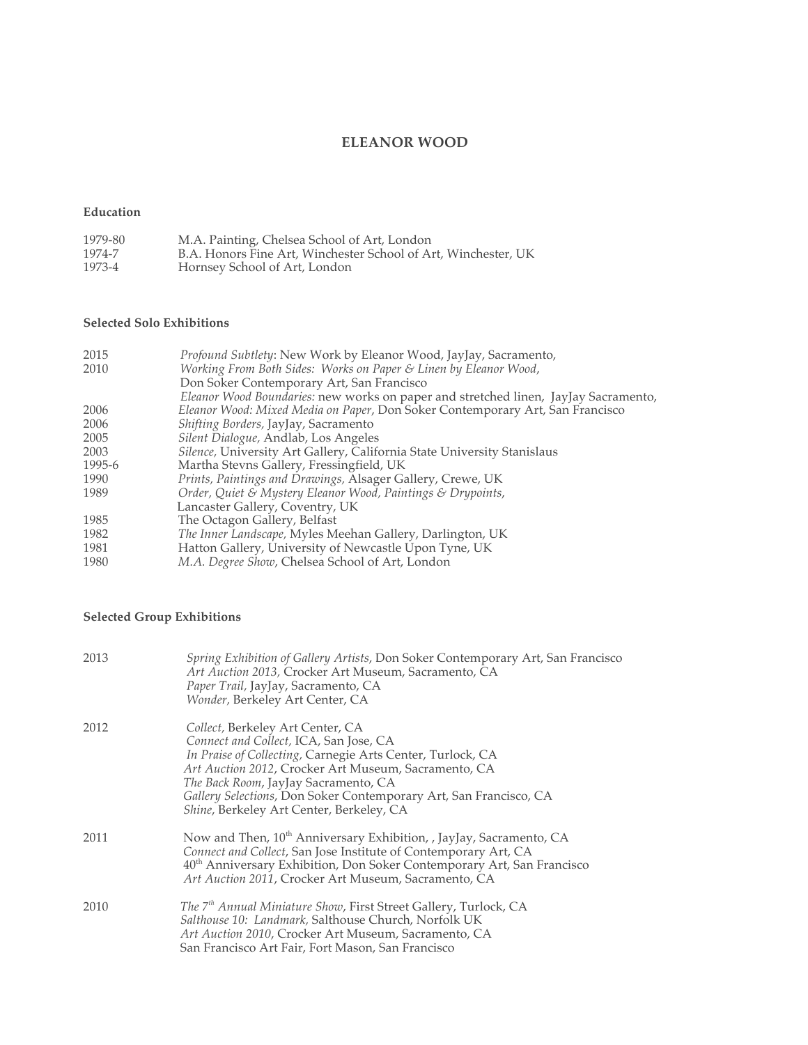# ELEANOR WOOD

## Education

| | |
|---|---|
| 1979-80 | M.A. Painting, Chelsea School of Art, London |
| 1974-7 | B.A. Honors Fine Art, Winchester School of Art, Winchester, UK |
| 1973-4 | Hornsey School of Art, London |

## Selected Solo Exhibitions

| | |
|---|---|
| 2015 | *Profound Subtlety*: New Work by Eleanor Wood, JayJay, Sacramento, |
| 2010 | *Working From Both Sides: Works on Paper & Linen by Eleanor Wood*, Don Soker Contemporary Art, San Francisco |
| | *Eleanor Wood Boundaries:* new works on paper and stretched linen, JayJay Sacramento, |
| 2006 | *Eleanor Wood: Mixed Media on Paper*, Don Soker Contemporary Art, San Francisco |
| 2006 | *Shifting Borders,* JayJay, Sacramento |
| 2005 | *Silent Dialogue,* Andlab, Los Angeles |
| 2003 | *Silence,* University Art Gallery, California State University Stanislaus |
| 1995-6 | Martha Stevns Gallery, Fressingfield, UK |
| 1990 | *Prints, Paintings and Drawings,* Alsager Gallery, Crewe, UK |
| 1989 | *Order, Quiet & Mystery Eleanor Wood, Paintings & Drypoints*, Lancaster Gallery, Coventry, UK |
| 1985 | The Octagon Gallery, Belfast |
| 1982 | *The Inner Landscape,* Myles Meehan Gallery, Darlington, UK |
| 1981 | Hatton Gallery, University of Newcastle Upon Tyne, UK |
| 1980 | *M.A. Degree Show*, Chelsea School of Art, London |

## Selected Group Exhibitions

**2013**

- *Spring Exhibition of Gallery Artists*, Don Soker Contemporary Art, San Francisco
- *Art Auction 2013,* Crocker Art Museum, Sacramento, CA
- *Paper Trail,* JayJay, Sacramento, CA
- *Wonder,* Berkeley Art Center, CA

**2012**

- *Collect,* Berkeley Art Center, CA
- *Connect and Collect,* ICA, San Jose, CA
- *In Praise of Collecting,* Carnegie Arts Center, Turlock, CA
- *Art Auction 2012*, Crocker Art Museum, Sacramento, CA
- *The Back Room*, JayJay Sacramento, CA
- *Gallery Selections*, Don Soker Contemporary Art, San Francisco, CA
- *Shine*, Berkeley Art Center, Berkeley, CA

**2011**

- Now and Then, 10th Anniversary Exhibition, , JayJay, Sacramento, CA
- *Connect and Collect*, San Jose Institute of Contemporary Art, CA
- 40th Anniversary Exhibition, Don Soker Contemporary Art, San Francisco
- *Art Auction 2011*, Crocker Art Museum, Sacramento, CA

**2010**

- *The 7th Annual Miniature Show*, First Street Gallery, Turlock, CA
- *Salthouse 10: Landmark,* Salthouse Church, Norfolk UK
- *Art Auction 2010*, Crocker Art Museum, Sacramento, CA
- San Francisco Art Fair, Fort Mason, San Francisco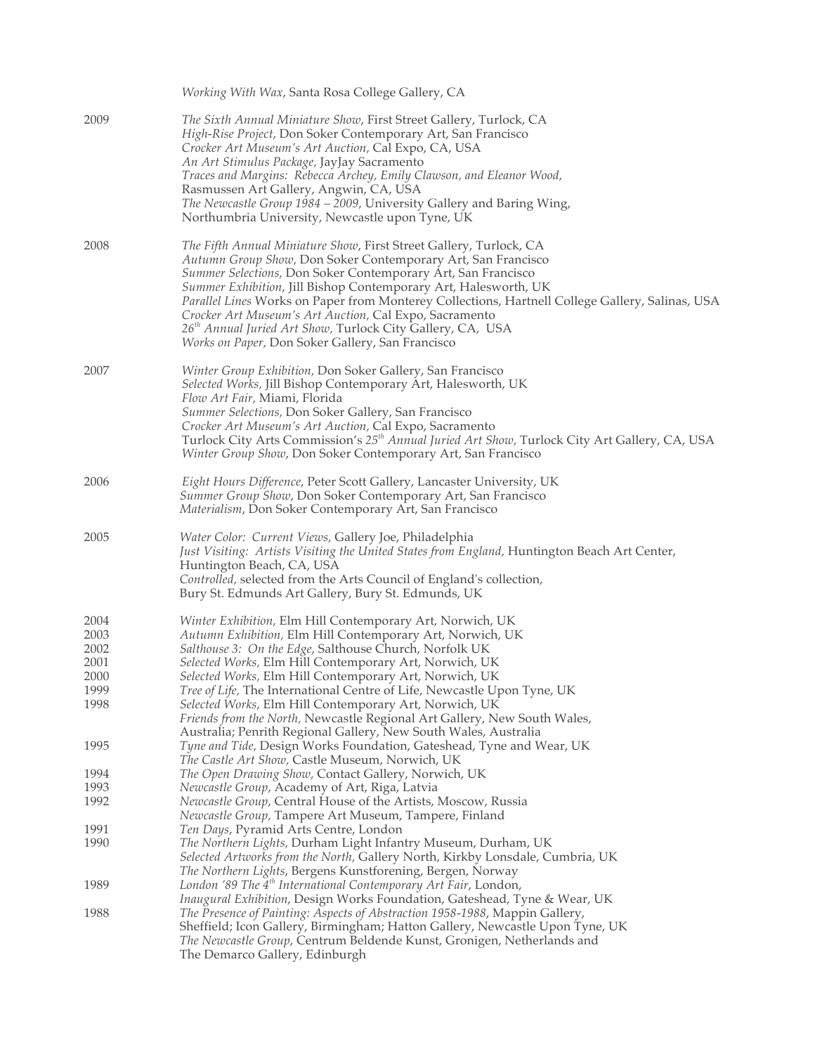*Working With Wax*, Santa Rosa College Gallery, CA

2009
*The Sixth Annual Miniature Show*, First Street Gallery, Turlock, CA
*High-Rise Project*, Don Soker Contemporary Art, San Francisco
*Crocker Art Museum's Art Auction,* Cal Expo, CA, USA
*An Art Stimulus Package,* JayJay Sacramento
*Traces and Margins: Rebecca Archey, Emily Clawson, and Eleanor Wood,* Rasmussen Art Gallery, Angwin, CA, USA
*The Newcastle Group 1984 – 2009,* University Gallery and Baring Wing, Northumbria University, Newcastle upon Tyne, UK

2008
*The Fifth Annual Miniature Show*, First Street Gallery, Turlock, CA
*Autumn Group Show,* Don Soker Contemporary Art, San Francisco
*Summer Selections,* Don Soker Contemporary Art, San Francisco
*Summer Exhibition,* Jill Bishop Contemporary Art, Halesworth, UK
*Parallel Lines* Works on Paper from Monterey Collections, Hartnell College Gallery, Salinas, USA
*Crocker Art Museum's Art Auction,* Cal Expo, Sacramento
*26th Annual Juried Art Show,* Turlock City Gallery, CA, USA
*Works on Paper,* Don Soker Gallery, San Francisco

2007
*Winter Group Exhibition,* Don Soker Gallery, San Francisco
*Selected Works,* Jill Bishop Contemporary Art, Halesworth, UK
*Flow Art Fair,* Miami, Florida
*Summer Selections,* Don Soker Gallery, San Francisco
*Crocker Art Museum's Art Auction,* Cal Expo, Sacramento
Turlock City Arts Commission's *25th Annual Juried Art Show,* Turlock City Art Gallery, CA, USA
*Winter Group Show*, Don Soker Contemporary Art, San Francisco

2006
*Eight Hours Difference*, Peter Scott Gallery, Lancaster University, UK
*Summer Group Show*, Don Soker Contemporary Art, San Francisco
*Materialism*, Don Soker Contemporary Art, San Francisco

2005
*Water Color: Current Views,* Gallery Joe, Philadelphia
*Just Visiting: Artists Visiting the United States from England,* Huntington Beach Art Center, Huntington Beach, CA, USA
*Controlled,* selected from the Arts Council of England's collection, Bury St. Edmunds Art Gallery, Bury St. Edmunds, UK

2004 *Winter Exhibition,* Elm Hill Contemporary Art, Norwich, UK
2003 *Autumn Exhibition,* Elm Hill Contemporary Art, Norwich, UK
2002 *Salthouse 3: On the Edge*, Salthouse Church, Norfolk UK
2001 *Selected Works,* Elm Hill Contemporary Art, Norwich, UK
2000 *Selected Works,* Elm Hill Contemporary Art, Norwich, UK
1999 *Tree of Life,* The International Centre of Life, Newcastle Upon Tyne, UK
1998 *Selected Works*, Elm Hill Contemporary Art, Norwich, UK
*Friends from the North,* Newcastle Regional Art Gallery, New South Wales, Australia; Penrith Regional Gallery, New South Wales, Australia
1995 *Tyne and Tide,* Design Works Foundation, Gateshead, Tyne and Wear, UK
*The Castle Art Show,* Castle Museum, Norwich, UK
1994 *The Open Drawing Show,* Contact Gallery, Norwich, UK
1993 *Newcastle Group,* Academy of Art, Riga, Latvia
1992 *Newcastle Group*, Central House of the Artists, Moscow, Russia
*Newcastle Group,* Tampere Art Museum, Tampere, Finland
1991 *Ten Days*, Pyramid Arts Centre, London
1990 *The Northern Lights,* Durham Light Infantry Museum, Durham, UK
*Selected Artworks from the North,* Gallery North, Kirkby Lonsdale, Cumbria, UK
*The Northern Lights*, Bergens Kunstforening, Bergen, Norway
1989 *London '89 The 4th International Contemporary Art Fair*, London,
*Inaugural Exhibition*, Design Works Foundation, Gateshead, Tyne & Wear, UK
1988 *The Presence of Painting: Aspects of Abstraction 1958-1988*, Mappin Gallery, Sheffield; Icon Gallery, Birmingham; Hatton Gallery, Newcastle Upon Tyne, UK
*The Newcastle Group*, Centrum Beldende Kunst, Gronigen, Netherlands and The Demarco Gallery, Edinburgh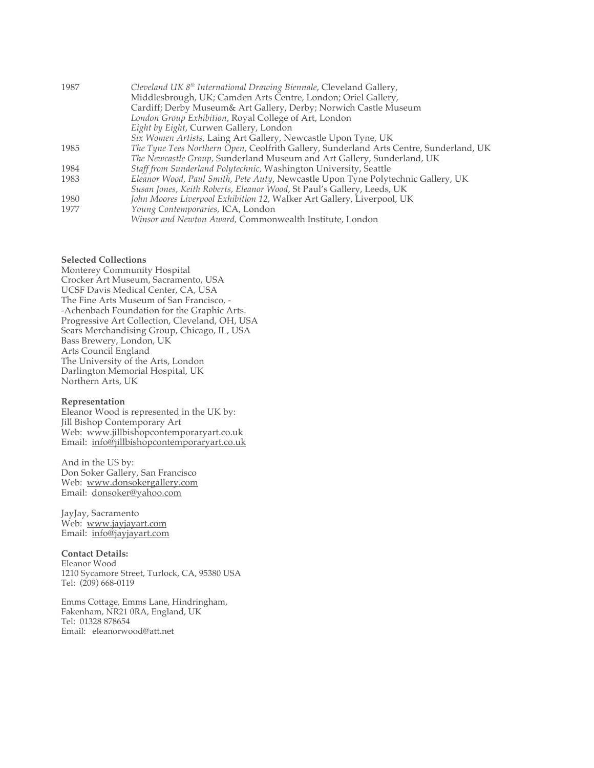| | |
|---|---|
| 1987 | *Cleveland UK 8th International Drawing Biennale*, Cleveland Gallery, Middlesbrough, UK; Camden Arts Centre, London; Oriel Gallery, Cardiff; Derby Museum& Art Gallery, Derby; Norwich Castle Museum |
| | *London Group Exhibition*, Royal College of Art, London |
| | *Eight by Eight*, Curwen Gallery, London |
| | *Six Women Artists*, Laing Art Gallery, Newcastle Upon Tyne, UK |
| 1985 | *The Tyne Tees Northern Open*, Ceolfrith Gallery, Sunderland Arts Centre, Sunderland, UK |
| | *The Newcastle Group*, Sunderland Museum and Art Gallery, Sunderland, UK |
| 1984 | *Staff from Sunderland Polytechnic*, Washington University, Seattle |
| 1983 | *Eleanor Wood, Paul Smith, Pete Auty*, Newcastle Upon Tyne Polytechnic Gallery, UK |
| | *Susan Jones, Keith Roberts, Eleanor Wood*, St Paul's Gallery, Leeds, UK |
| 1980 | *John Moores Liverpool Exhibition 12*, Walker Art Gallery, Liverpool, UK |
| 1977 | *Young Contemporaries*, ICA, London |
| | *Winsor and Newton Award*, Commonwealth Institute, London |

**Selected Collections**

Monterey Community Hospital
Crocker Art Museum, Sacramento, USA
UCSF Davis Medical Center, CA, USA
The Fine Arts Museum of San Francisco, -
-Achenbach Foundation for the Graphic Arts.
Progressive Art Collection, Cleveland, OH, USA
Sears Merchandising Group, Chicago, IL, USA
Bass Brewery, London, UK
Arts Council England
The University of the Arts, London
Darlington Memorial Hospital, UK
Northern Arts, UK

**Representation**

Eleanor Wood is represented in the UK by:
Jill Bishop Contemporary Art
Web: www.jillbishopcontemporaryart.co.uk
Email: info@jillbishopcontemporaryart.co.uk

And in the US by:
Don Soker Gallery, San Francisco
Web: www.donsokergallery.com
Email: donsoker@yahoo.com

JayJay, Sacramento
Web: www.jayjayart.com
Email: info@jayjayart.com

**Contact Details:**

Eleanor Wood
1210 Sycamore Street, Turlock, CA, 95380 USA
Tel: (209) 668-0119

Emms Cottage, Emms Lane, Hindringham,
Fakenham, NR21 0RA, England, UK
Tel: 01328 878654
Email: eleanorwood@att.net